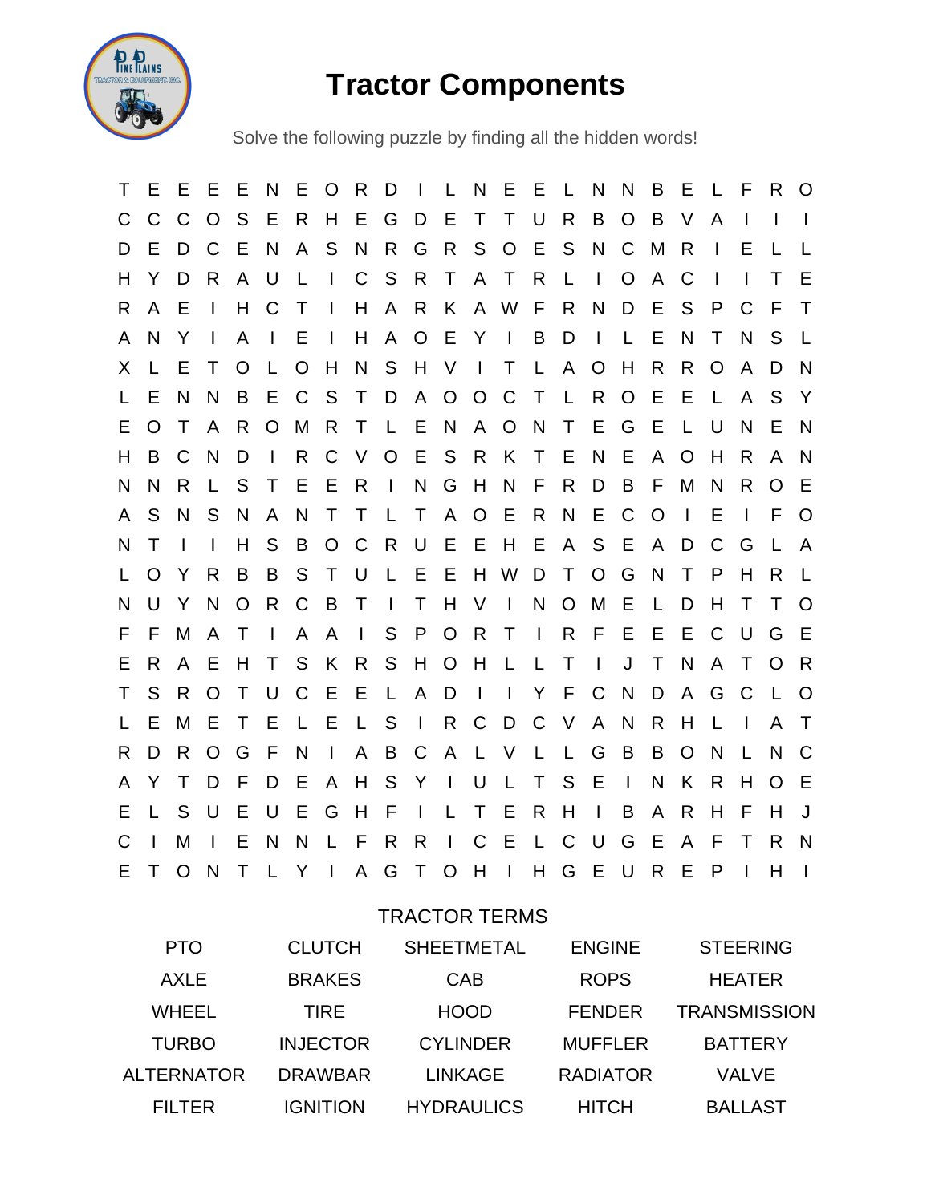# Tractor Components

Solve the following puzzle by finding all the hidden words!

```
T E E E E N E O R D I L N E E L N N B E L F R O
C C C O S E R H E G D E T T U R B O B V A I I I
D E D C E N A S N R G R S O E S N C M R I E L L
H Y D R A U L I C S R T A T R L I O A C I I T E
R A E I H C T I H A R K A W F R N D E S P C F T
A N Y I A I E I H A O E Y I B D I L E N T N S L
X L E T O L O H N S H V I T L A O H R R O A D N
L E N N B E C S T D A O O C T L R O E E L A S Y
E O T A R O M R T L E N A O N T E G E L U N E N
H B C N D I R C V O E S R K T E N E A O H R A N
N N R L S T E E R I N G H N F R D B F M N R O E
A S N S N A N T T L T A O E R N E C O I E I F O
N T I I H S B O C R U E E H E A S E A D C G L A
L O Y R B B S T U L E E H W D T O G N T P H R L
N U Y N O R C B T I T H V I N O M E L D H T T O
F F M A T I A A I S P O R T I R F E E E C U G E
E R A E H T S K R S H O H L L T I J T N A T O R
T S R O T U C E E L A D I I Y F C N D A G C L O
L E M E T E L E L S I R C D C V A N R H L I A T
R D R O G F N I A B C A L V L L G B B O N L N C
A Y T D F D E A H S Y I U L T S E I N K R H O E
E L S U E U E G H F I L T E R H I B A R H F H J
C I M I E N N L F R R I C E L C U G E A F T R N
E T O N T L Y I A G T O H I H G E U R E P I H I
```

## TRACTOR TERMS

| | | | | |
|---|---|---|---|---|
| PTO | CLUTCH | SHEETMETAL | ENGINE | STEERING |
| AXLE | BRAKES | CAB | ROPS | HEATER |
| WHEEL | TIRE | HOOD | FENDER | TRANSMISSION |
| TURBO | INJECTOR | CYLINDER | MUFFLER | BATTERY |
| ALTERNATOR | DRAWBAR | LINKAGE | RADIATOR | VALVE |
| FILTER | IGNITION | HYDRAULICS | HITCH | BALLAST |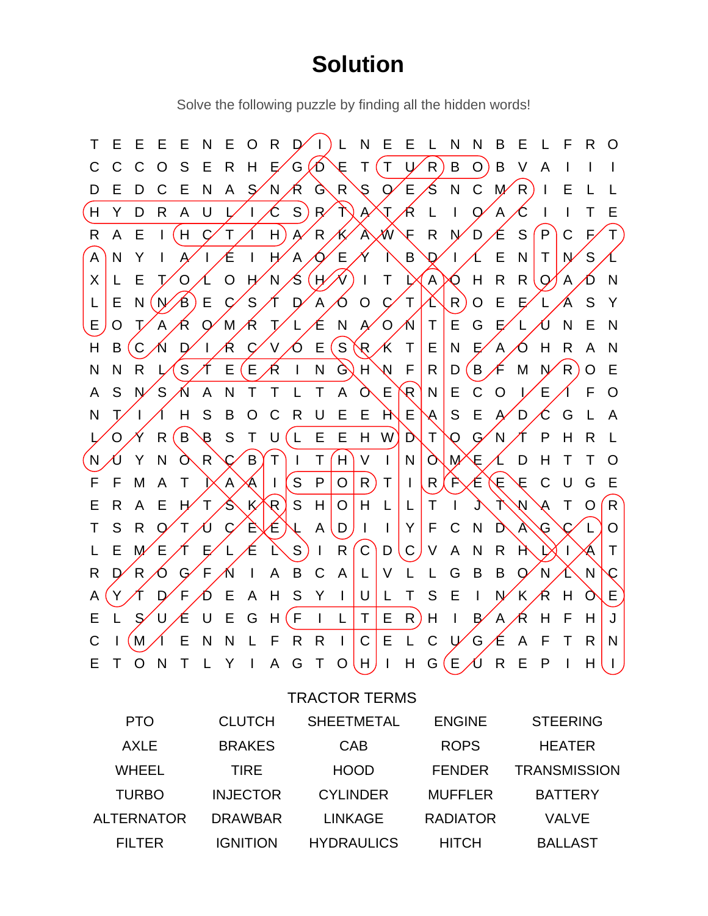# Solution

Solve the following puzzle by finding all the hidden words!

```
T E E E E N E O R D I L N E E L N N B E L F R O
C C C O S E R H E G D E T T U R B O B V A I I I
D E D C E N A S N R G R S O E S N C M R I E L L
H Y D R A U L I C S R T A T R L I O A C I I T E
R A E I H C T I H A R K A W F R N D E S P C F T
A N Y I A I E I H A O E Y I B D I L E N T N S L
X L E T O L O H N S H V I T L A O H R R O A D N
L E N N B E C S T D A O O C T L R O E E L A S Y
E O T A R O M R T L E N A O N T E G E L U N E N
H B C N D I R C V O E S R K T E N E A O H R A N
N N R L S T E E R I N G H N F R D B F M N R O E
A S N S N A N T T L T A O E R N E C O I E I F O
N T I I H S B O C R U E E H E A S E A D C G L A
L O Y R B B S T U L E E H W D T O G N T P H R L
N U Y N O R C B T I T H V I N O M E L D H T T O
F F M A T I A A I S P O R T I R F E E E C U G E
E R A E H T S K R S H O H L L T I J T N A T O R
T S R O T U C E E L A D I I Y F C N D A G C L O
L E M E T E L E L S I R C D C V A N R H L I A T
R D R O G F N I A B C A L V L L G B B O N L N C
A Y T D F D E A H S Y I U L T S E I N K R H O E
E L S U E U E G H F I L T E R H I B A R H F H J
C I M I E N N L F R R I C E L C U G E A F T R N
E T O N T L Y I A G T O H I H G E U R E P I H I
```

TRACTOR TERMS

| | | | | |
|---|---|---|---|---|
| PTO | CLUTCH | SHEETMETAL | ENGINE | STEERING |
| AXLE | BRAKES | CAB | ROPS | HEATER |
| WHEEL | TIRE | HOOD | FENDER | TRANSMISSION |
| TURBO | INJECTOR | CYLINDER | MUFFLER | BATTERY |
| ALTERNATOR | DRAWBAR | LINKAGE | RADIATOR | VALVE |
| FILTER | IGNITION | HYDRAULICS | HITCH | BALLAST |